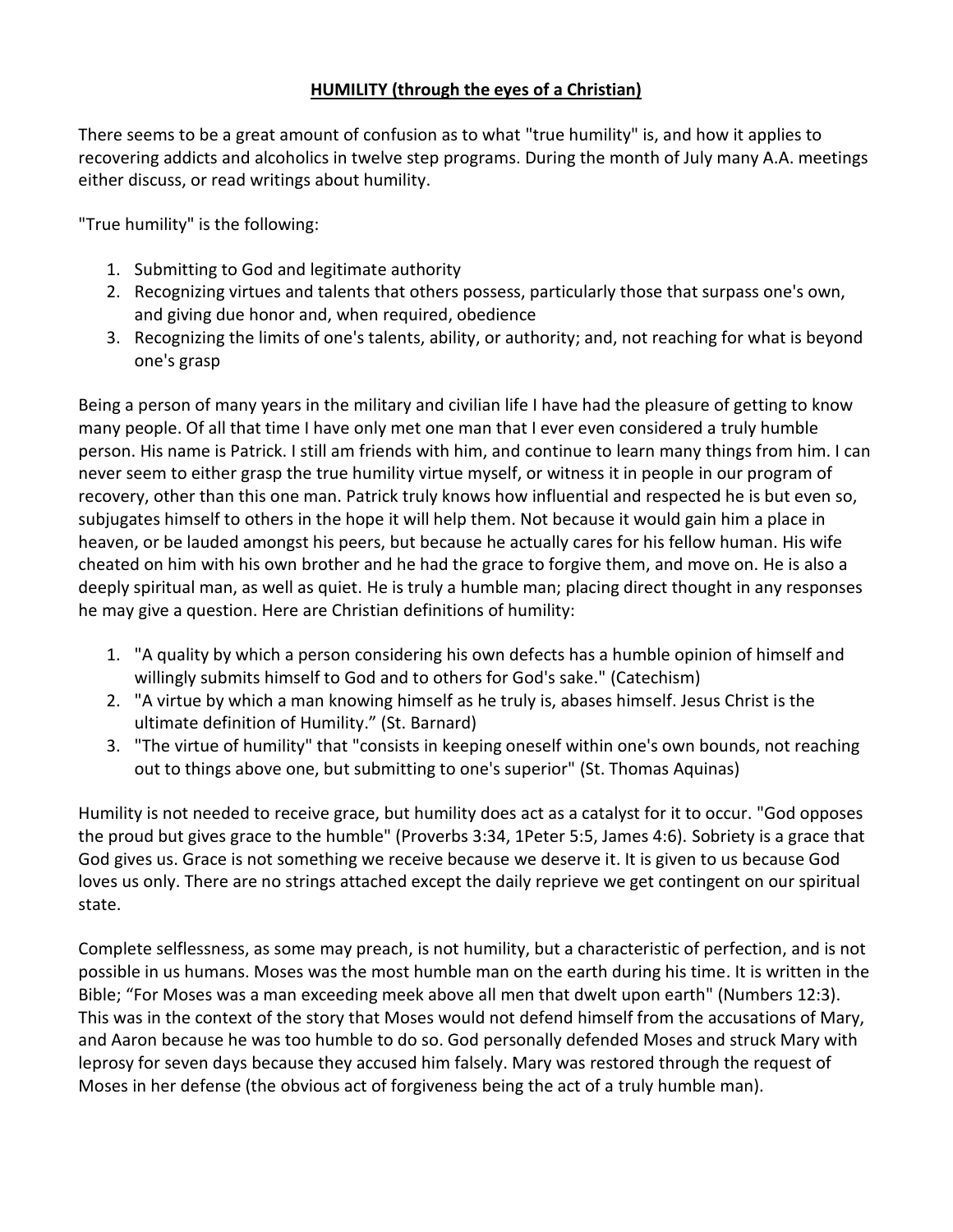# **HUMILITY (through the eyes of a Christian)**

There seems to be a great amount of confusion as to what "true humility" is, and how it applies to recovering addicts and alcoholics in twelve step programs. During the month of July many A.A. meetings either discuss, or read writings about humility.

"True humility" is the following:

1. Submitting to God and legitimate authority
2. Recognizing virtues and talents that others possess, particularly those that surpass one's own, and giving due honor and, when required, obedience
3. Recognizing the limits of one's talents, ability, or authority; and, not reaching for what is beyond one's grasp

Being a person of many years in the military and civilian life I have had the pleasure of getting to know many people. Of all that time I have only met one man that I ever even considered a truly humble person. His name is Patrick. I still am friends with him, and continue to learn many things from him. I can never seem to either grasp the true humility virtue myself, or witness it in people in our program of recovery, other than this one man. Patrick truly knows how influential and respected he is but even so, subjugates himself to others in the hope it will help them. Not because it would gain him a place in heaven, or be lauded amongst his peers, but because he actually cares for his fellow human. His wife cheated on him with his own brother and he had the grace to forgive them, and move on. He is also a deeply spiritual man, as well as quiet. He is truly a humble man; placing direct thought in any responses he may give a question. Here are Christian definitions of humility:

1. "A quality by which a person considering his own defects has a humble opinion of himself and willingly submits himself to God and to others for God's sake." (Catechism)
2. "A virtue by which a man knowing himself as he truly is, abases himself. Jesus Christ is the ultimate definition of Humility." (St. Barnard)
3. "The virtue of humility" that "consists in keeping oneself within one's own bounds, not reaching out to things above one, but submitting to one's superior" (St. Thomas Aquinas)

Humility is not needed to receive grace, but humility does act as a catalyst for it to occur. "God opposes the proud but gives grace to the humble" (Proverbs 3:34, 1Peter 5:5, James 4:6). Sobriety is a grace that God gives us. Grace is not something we receive because we deserve it. It is given to us because God loves us only. There are no strings attached except the daily reprieve we get contingent on our spiritual state.

Complete selflessness, as some may preach, is not humility, but a characteristic of perfection, and is not possible in us humans. Moses was the most humble man on the earth during his time. It is written in the Bible; "For Moses was a man exceeding meek above all men that dwelt upon earth" (Numbers 12:3). This was in the context of the story that Moses would not defend himself from the accusations of Mary, and Aaron because he was too humble to do so. God personally defended Moses and struck Mary with leprosy for seven days because they accused him falsely. Mary was restored through the request of Moses in her defense (the obvious act of forgiveness being the act of a truly humble man).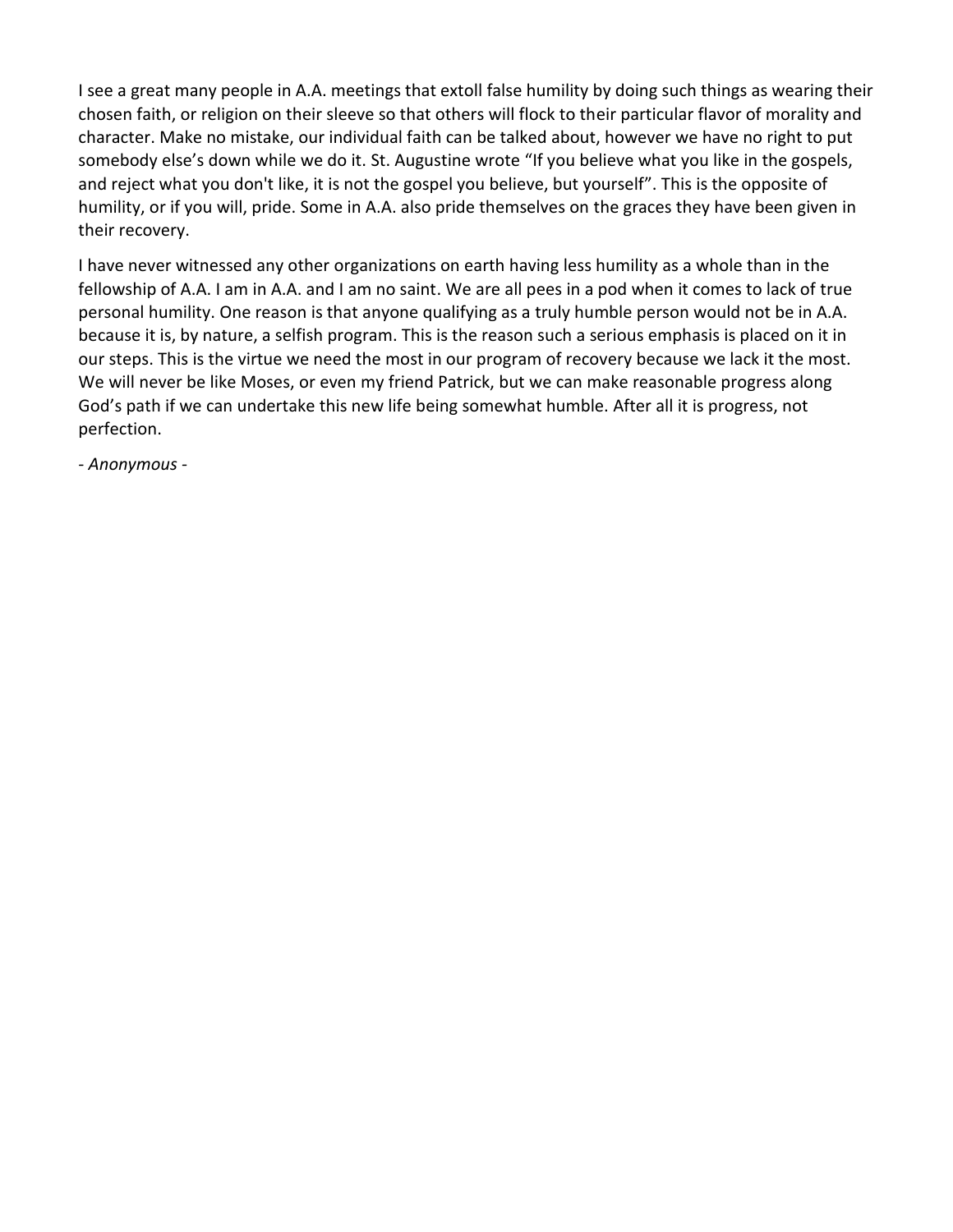I see a great many people in A.A. meetings that extoll false humility by doing such things as wearing their chosen faith, or religion on their sleeve so that others will flock to their particular flavor of morality and character. Make no mistake, our individual faith can be talked about, however we have no right to put somebody else's down while we do it. St. Augustine wrote "If you believe what you like in the gospels, and reject what you don't like, it is not the gospel you believe, but yourself". This is the opposite of humility, or if you will, pride. Some in A.A. also pride themselves on the graces they have been given in their recovery.

I have never witnessed any other organizations on earth having less humility as a whole than in the fellowship of A.A. I am in A.A. and I am no saint. We are all pees in a pod when it comes to lack of true personal humility. One reason is that anyone qualifying as a truly humble person would not be in A.A. because it is, by nature, a selfish program. This is the reason such a serious emphasis is placed on it in our steps. This is the virtue we need the most in our program of recovery because we lack it the most. We will never be like Moses, or even my friend Patrick, but we can make reasonable progress along God's path if we can undertake this new life being somewhat humble. After all it is progress, not perfection.

*- Anonymous -*